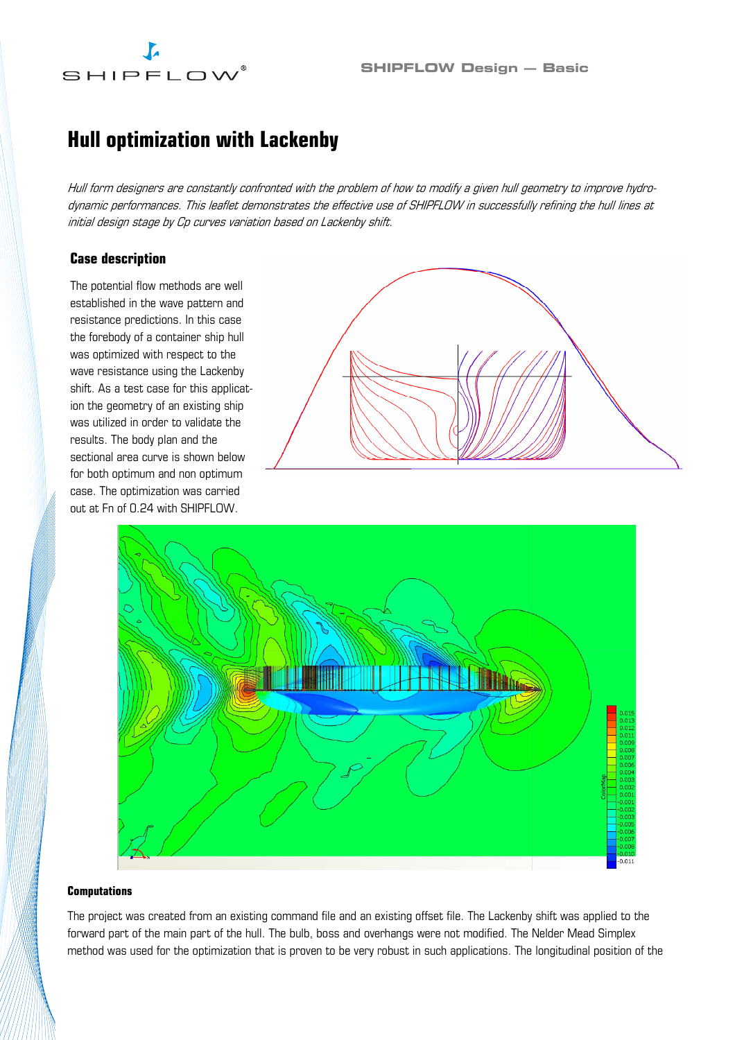# Hull optimization with Lackenby

*Hull form designers are constantly confronted with the problem of how to modify a given hull geometry to improve hydrodynamic performances. This leaflet demonstrates the effective use of SHIPFLOW in successfully refining the hull lines at initial design stage by Cp curves variation based on Lackenby shift.*

## Case description

The potential flow methods are well established in the wave pattern and resistance predictions. In this case the forebody of a container ship hull was optimized with respect to the wave resistance using the Lackenby shift. As a test case for this application the geometry of an existing ship was utilized in order to validate the results. The body plan and the sectional area curve is shown below for both optimum and non optimum case. The optimization was carried out at Fn of 0.24 with SHIPFLOW.

### Computations

The project was created from an existing command file and an existing offset file. The Lackenby shift was applied to the forward part of the main part of the hull. The bulb, boss and overhangs were not modified. The Nelder Mead Simplex method was used for the optimization that is proven to be very robust in such applications. The longitudinal position of the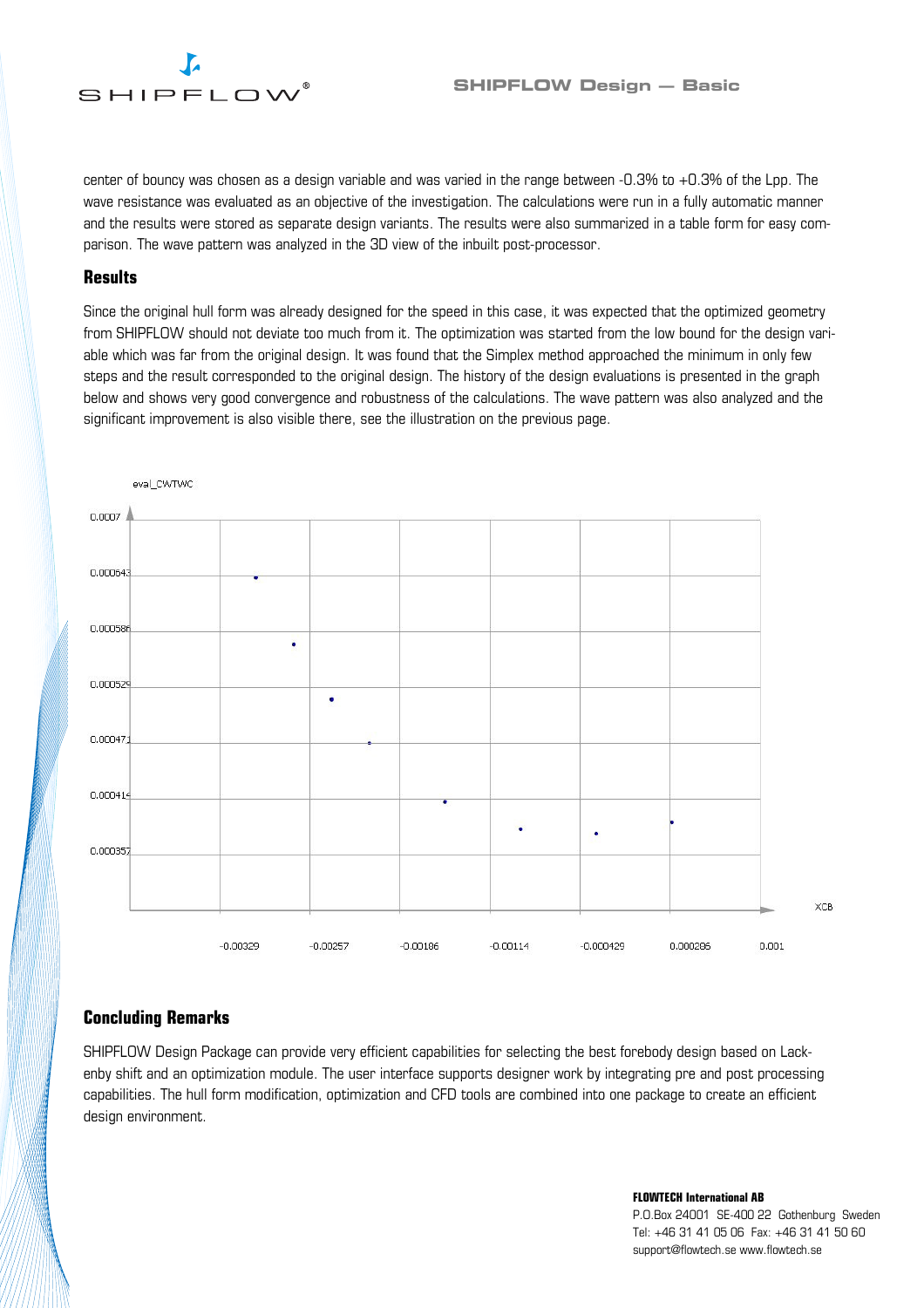center of bouncy was chosen as a design variable and was varied in the range between -0.3% to +0.3% of the Lpp. The wave resistance was evaluated as an objective of the investigation. The calculations were run in a fully automatic manner and the results were stored as separate design variants. The results were also summarized in a table form for easy comparison. The wave pattern was analyzed in the 3D view of the inbuilt post-processor.

## Results

Since the original hull form was already designed for the speed in this case, it was expected that the optimized geometry from SHIPFLOW should not deviate too much from it. The optimization was started from the low bound for the design variable which was far from the original design. It was found that the Simplex method approached the minimum in only few steps and the result corresponded to the original design. The history of the design evaluations is presented in the graph below and shows very good convergence and robustness of the calculations. The wave pattern was also analyzed and the significant improvement is also visible there, see the illustration on the previous page.

eval_CWTWC

0.0007
0.000643
0.000586
0.000529
0.000471
0.000414
0.000357

XCB

-0.00329
-0.00257
-0.00186
-0.00114
-0.000429
0.000286
0.001

## Concluding Remarks

SHIPFLOW Design Package can provide very efficient capabilities for selecting the best forebody design based on Lackenby shift and an optimization module. The user interface supports designer work by integrating pre and post processing capabilities. The hull form modification, optimization and CFD tools are combined into one package to create an efficient design environment.

**FLOWTECH International AB**
P.O.Box 24001 SE-400 22 Gothenburg Sweden
Tel: +46 31 41 05 06 Fax: +46 31 41 50 60
support@flowtech.se www.flowtech.se